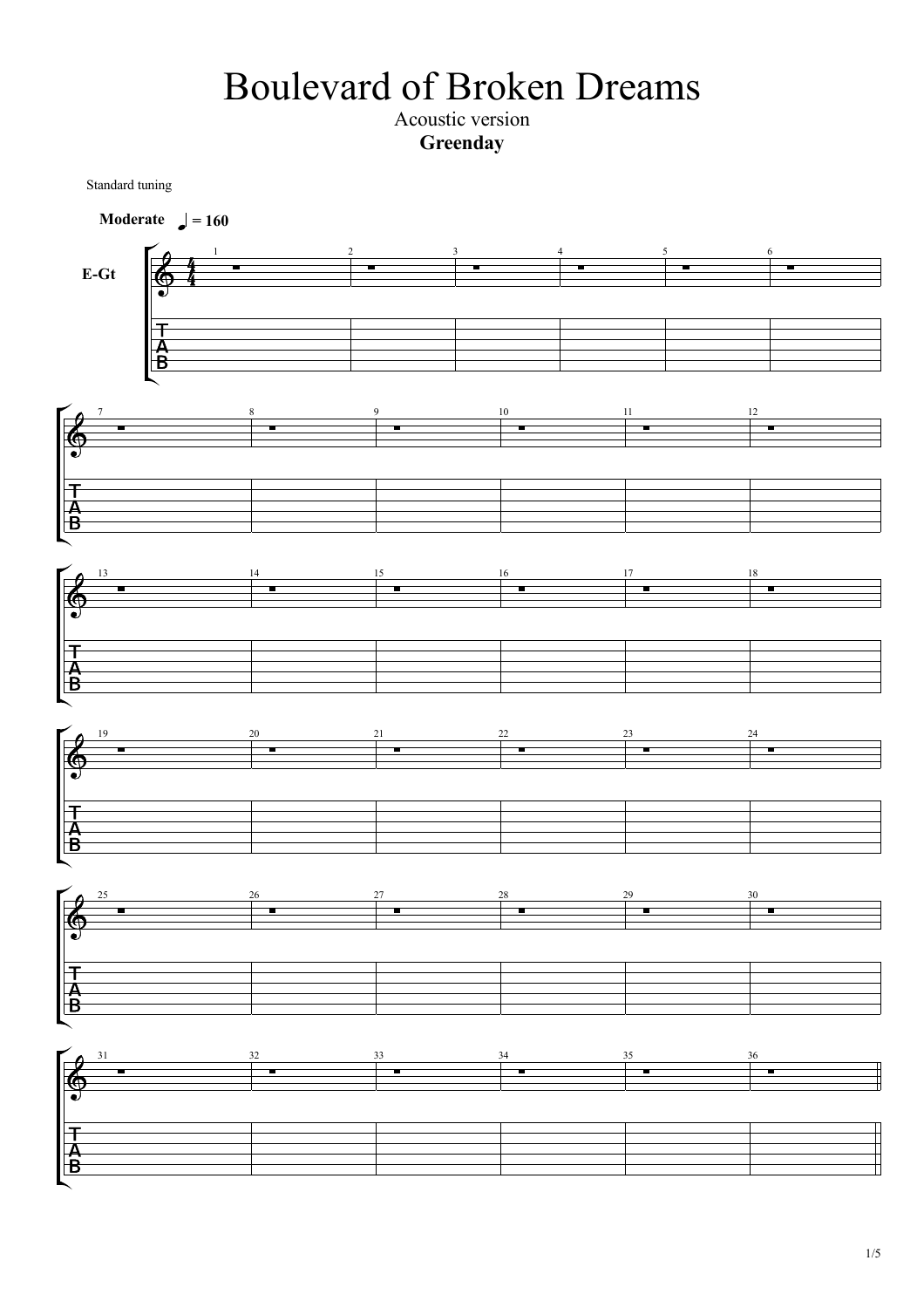# Boulevard of Broken Dreams

Acoustic version

**Greenday**

Standard tuning

**Moderate** ♩ = 160

E-Gt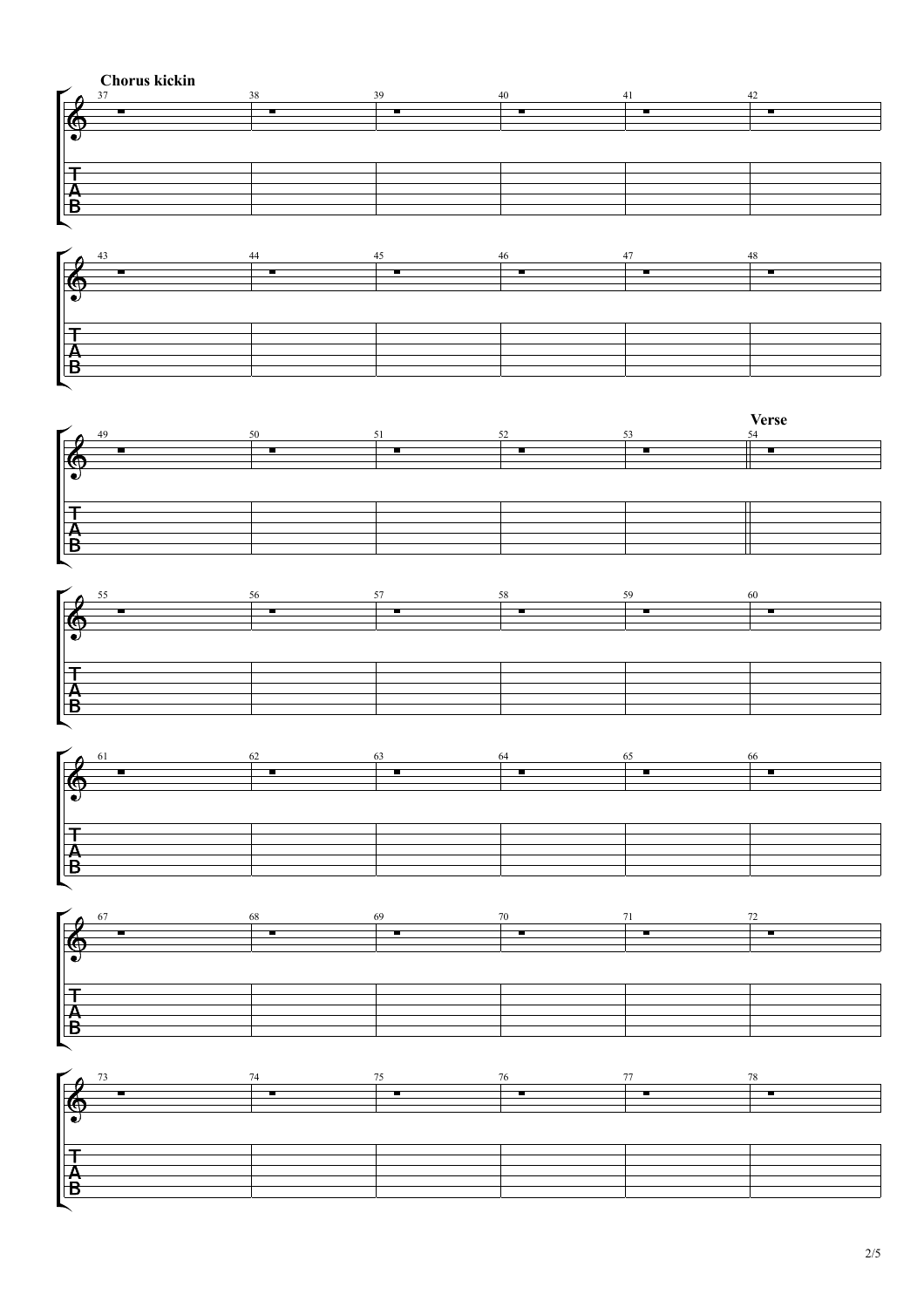**Chorus kickin**

**Verse**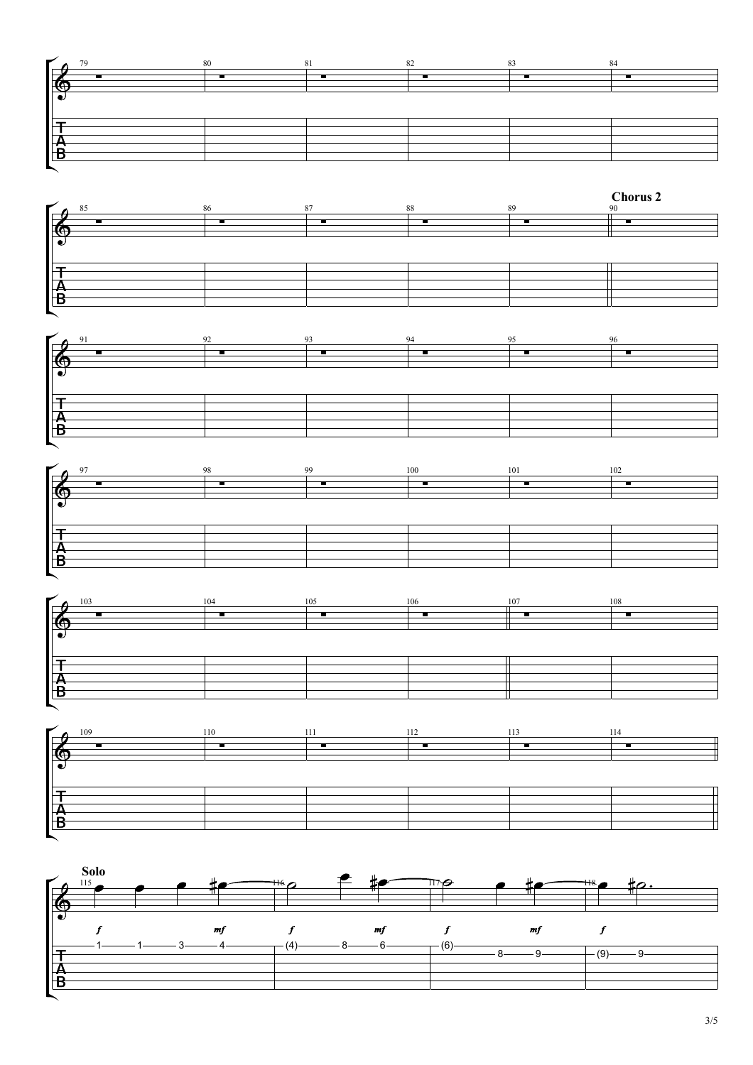## Chorus 2

## Solo